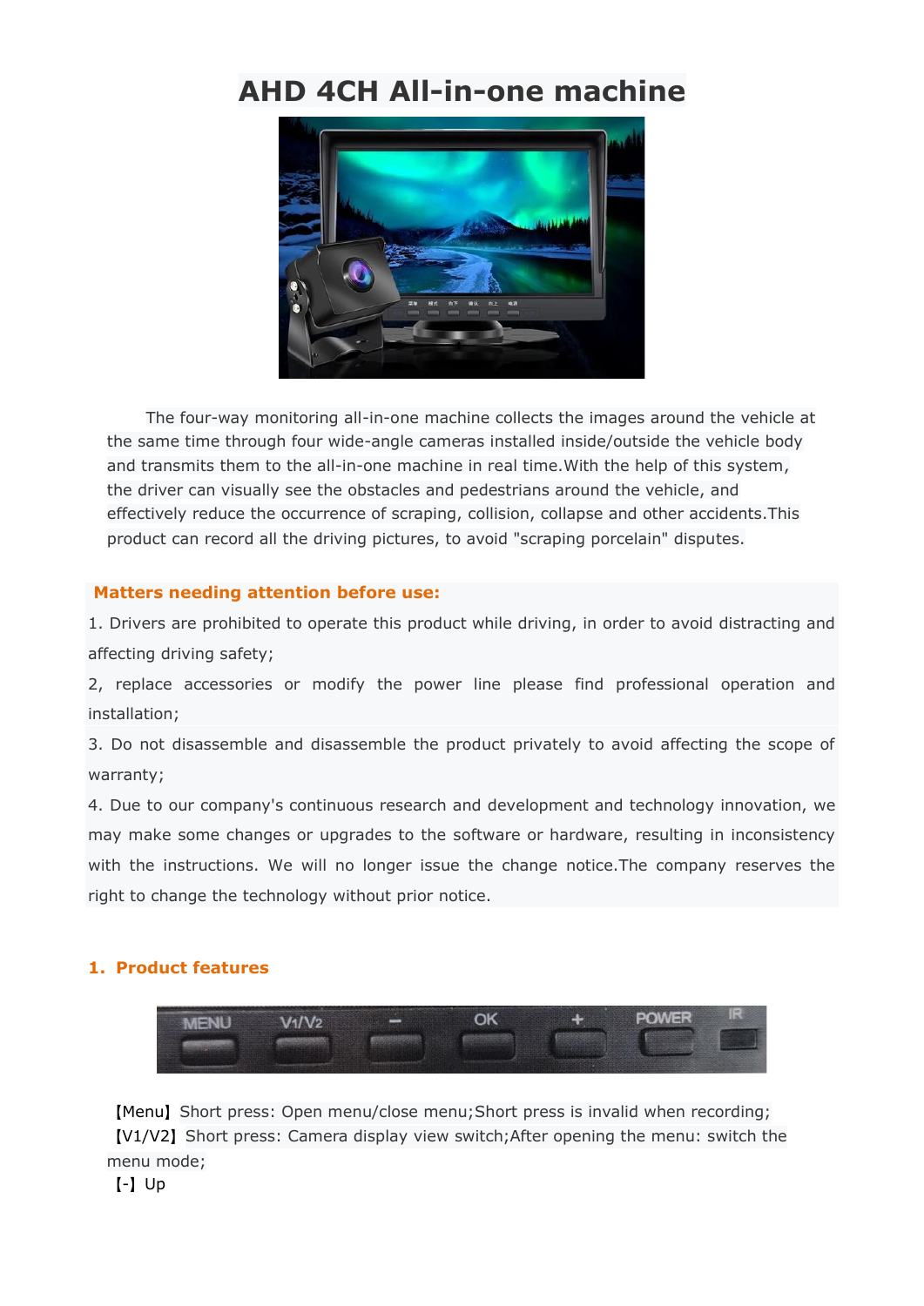# AHD 4CH All-in-one machine

The four-way monitoring all-in-one machine collects the images around the vehicle at the same time through four wide-angle cameras installed inside/outside the vehicle body and transmits them to the all-in-one machine in real time.With the help of this system, the driver can visually see the obstacles and pedestrians around the vehicle, and effectively reduce the occurrence of scraping, collision, collapse and other accidents.This product can record all the driving pictures, to avoid "scraping porcelain" disputes.

**Matters needing attention before use:**

1. Drivers are prohibited to operate this product while driving, in order to avoid distracting and affecting driving safety;

2, replace accessories or modify the power line please find professional operation and installation;

3. Do not disassemble and disassemble the product privately to avoid affecting the scope of warranty;

4. Due to our company's continuous research and development and technology innovation, we may make some changes or upgrades to the software or hardware, resulting in inconsistency with the instructions. We will no longer issue the change notice.The company reserves the right to change the technology without prior notice.

## 1. Product features

【Menu】Short press: Open menu/close menu;Short press is invalid when recording;
【V1/V2】Short press: Camera display view switch;After opening the menu: switch the menu mode;
【-】Up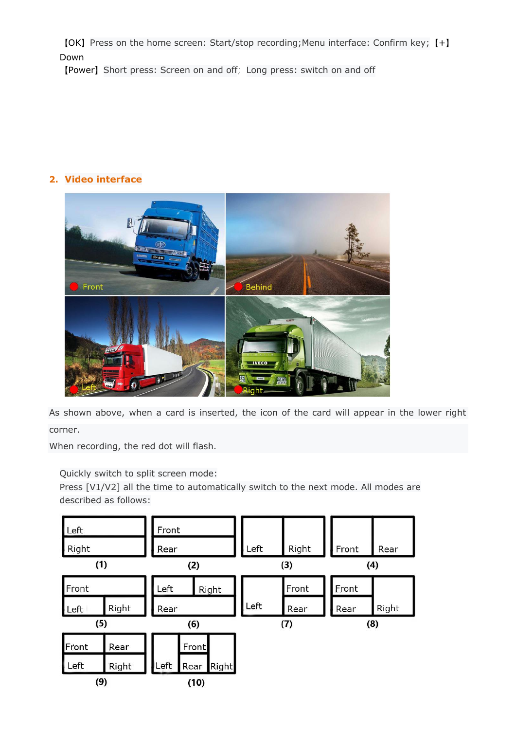【OK】Press on the home screen: Start/stop recording;Menu interface: Confirm key; 【+】 Down

【Power】Short press: Screen on and off; Long press: switch on and off

## 2. Video interface

As shown above, when a card is inserted, the icon of the card will appear in the lower right corner.

When recording, the red dot will flash.

Quickly switch to split screen mode:

Press [V1/V2] all the time to automatically switch to the next mode. All modes are described as follows:

(1) Left / Right

(2) Front / Rear

(3) Left | Right

(4) Front | Rear

(5) Front / Left | Right

(6) Left | Right / Rear

(7) Left | Front / Rear

(8) Front / Rear | Right

(9) Front | Rear / Left | Right

(10) Left | Front / Rear | Right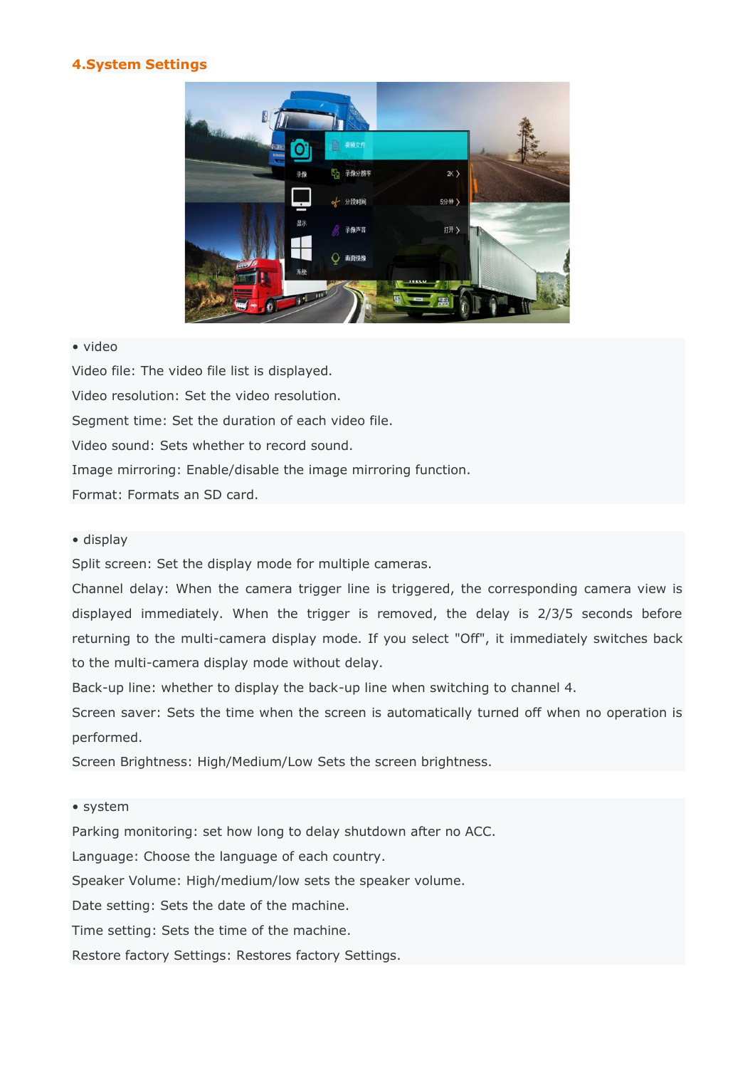## 4.System Settings

• video

Video file: The video file list is displayed.

Video resolution: Set the video resolution.

Segment time: Set the duration of each video file.

Video sound: Sets whether to record sound.

Image mirroring: Enable/disable the image mirroring function.

Format: Formats an SD card.

• display

Split screen: Set the display mode for multiple cameras.

Channel delay: When the camera trigger line is triggered, the corresponding camera view is displayed immediately. When the trigger is removed, the delay is 2/3/5 seconds before returning to the multi-camera display mode. If you select "Off", it immediately switches back to the multi-camera display mode without delay.

Back-up line: whether to display the back-up line when switching to channel 4.

Screen saver: Sets the time when the screen is automatically turned off when no operation is performed.

Screen Brightness: High/Medium/Low Sets the screen brightness.

• system

Parking monitoring: set how long to delay shutdown after no ACC.

Language: Choose the language of each country.

Speaker Volume: High/medium/low sets the speaker volume.

Date setting: Sets the date of the machine.

Time setting: Sets the time of the machine.

Restore factory Settings: Restores factory Settings.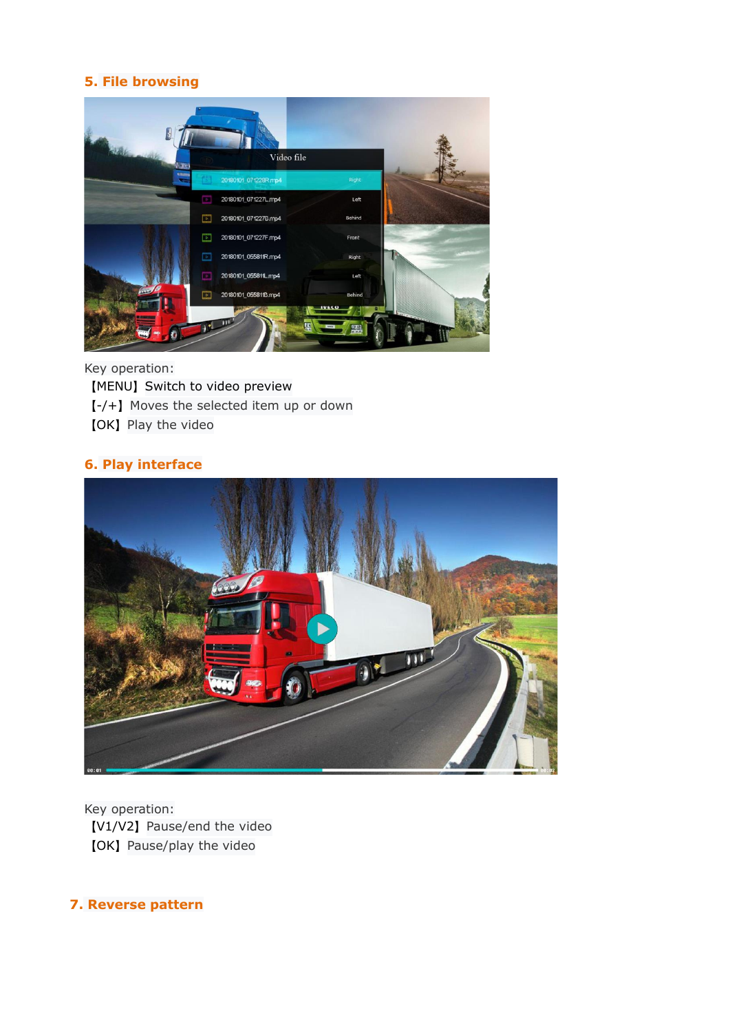## 5. File browsing

Key operation:

【MENU】Switch to video preview

【-/+】Moves the selected item up or down

【OK】Play the video

## 6. Play interface

Key operation:

【V1/V2】Pause/end the video

【OK】Pause/play the video

## 7. Reverse pattern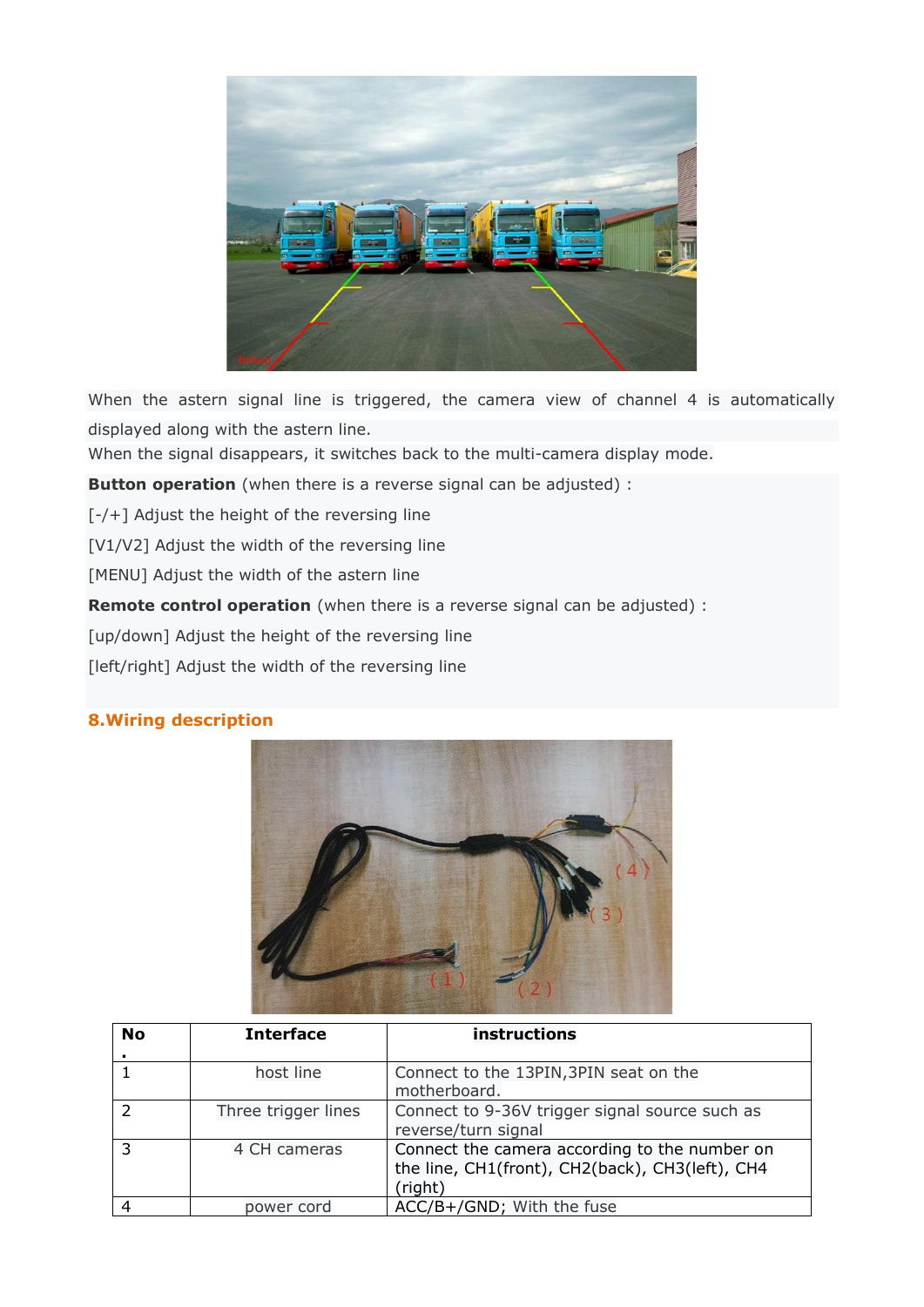When the astern signal line is triggered, the camera view of channel 4 is automatically displayed along with the astern line.

When the signal disappears, it switches back to the multi-camera display mode.

**Button operation** (when there is a reverse signal can be adjusted) :

[-/+] Adjust the height of the reversing line

[V1/V2] Adjust the width of the reversing line

[MENU] Adjust the width of the astern line

**Remote control operation** (when there is a reverse signal can be adjusted) :

[up/down] Adjust the height of the reversing line

[left/right] Adjust the width of the reversing line

## 8.Wiring description

| No. | Interface | instructions |
|---|---|---|
| 1 | host line | Connect to the 13PIN,3PIN seat on the motherboard. |
| 2 | Three trigger lines | Connect to 9-36V trigger signal source such as reverse/turn signal |
| 3 | 4 CH cameras | Connect the camera according to the number on the line, CH1(front), CH2(back), CH3(left), CH4 (right) |
| 4 | power cord | ACC/B+/GND; With the fuse |